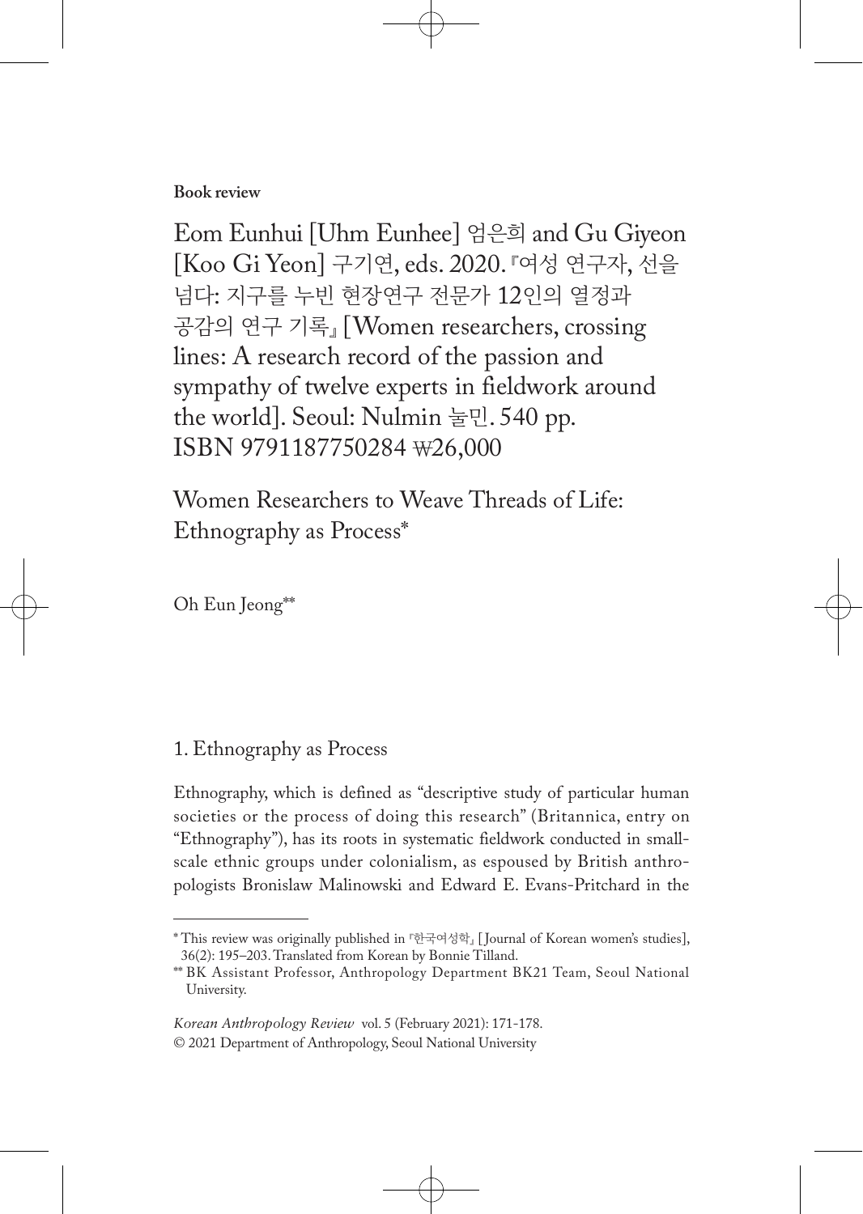**Book review**

Eom Eunhui [Uhm Eunhee] 엄은희 and Gu Giyeon [Koo Gi Yeon] 구기연, eds. 2020. 『여성 연구자, 선을 넘다: 지구를 누빈 현장연구 전문가 12인의 열정과 공감의 연구 기록』 [Women researchers, crossing lines: A research record of the passion and sympathy of twelve experts in fieldwork around the world]. Seoul: Nulmin 눌민. 540 pp. ISBN 9791187750284 ₩26,000

# Women Researchers to Weave Threads of Life: Ethnography as Process*

Oh Eun Jeong**

## 1. Ethnography as Process

Ethnography, which is defined as "descriptive study of particular human societies or the process of doing this research" (Britannica, entry on "Ethnography"), has its roots in systematic fieldwork conducted in small-scale ethnic groups under colonialism, as espoused by British anthropologists Bronislaw Malinowski and Edward E. Evans-Pritchard in the

---

\* This review was originally published in 『한국여성학』 [Journal of Korean women's studies], 36(2): 195–203. Translated from Korean by Bonnie Tilland.

\*\* BK Assistant Professor, Anthropology Department BK21 Team, Seoul National University.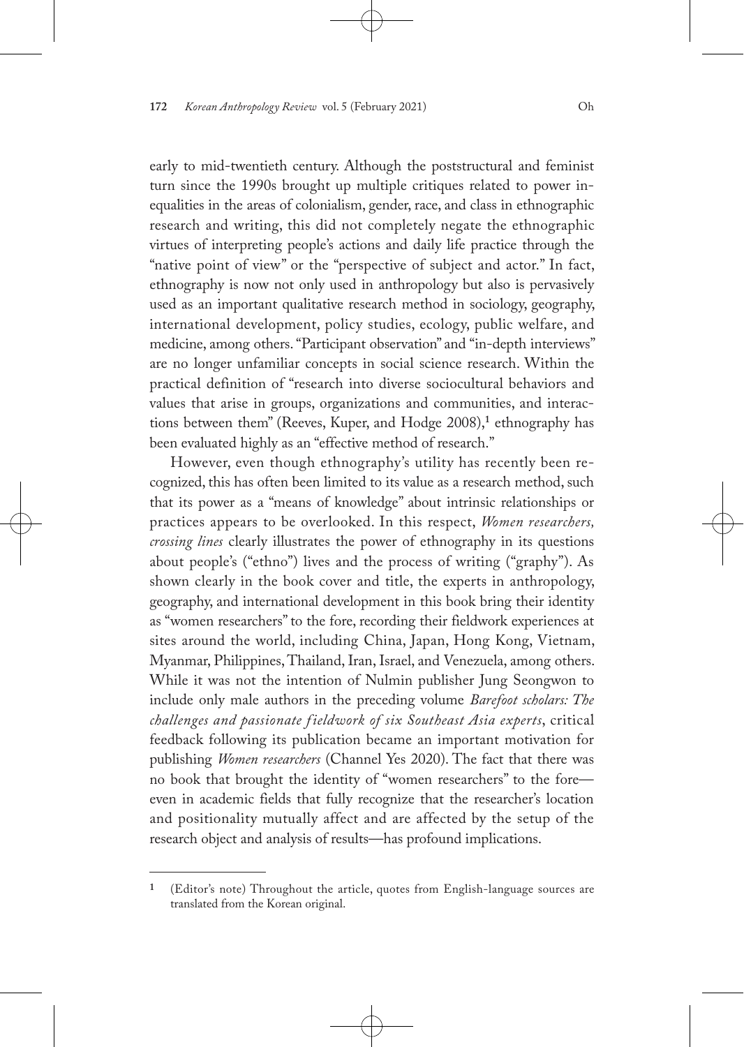early to mid-twentieth century. Although the poststructural and feminist turn since the 1990s brought up multiple critiques related to power inequalities in the areas of colonialism, gender, race, and class in ethnographic research and writing, this did not completely negate the ethnographic virtues of interpreting people's actions and daily life practice through the "native point of view" or the "perspective of subject and actor." In fact, ethnography is now not only used in anthropology but also is pervasively used as an important qualitative research method in sociology, geography, international development, policy studies, ecology, public welfare, and medicine, among others. "Participant observation" and "in-depth interviews" are no longer unfamiliar concepts in social science research. Within the practical definition of "research into diverse sociocultural behaviors and values that arise in groups, organizations and communities, and interactions between them" (Reeves, Kuper, and Hodge 2008),[1] ethnography has been evaluated highly as an "effective method of research."

However, even though ethnography's utility has recently been recognized, this has often been limited to its value as a research method, such that its power as a "means of knowledge" about intrinsic relationships or practices appears to be overlooked. In this respect, *Women researchers, crossing lines* clearly illustrates the power of ethnography in its questions about people's ("ethno") lives and the process of writing ("graphy"). As shown clearly in the book cover and title, the experts in anthropology, geography, and international development in this book bring their identity as "women researchers" to the fore, recording their fieldwork experiences at sites around the world, including China, Japan, Hong Kong, Vietnam, Myanmar, Philippines, Thailand, Iran, Israel, and Venezuela, among others. While it was not the intention of Nulmin publisher Jung Seongwon to include only male authors in the preceding volume *Barefoot scholars: The challenges and passionate fieldwork of six Southeast Asia experts*, critical feedback following its publication became an important motivation for publishing *Women researchers* (Channel Yes 2020). The fact that there was no book that brought the identity of "women researchers" to the fore—even in academic fields that fully recognize that the researcher's location and positionality mutually affect and are affected by the setup of the research object and analysis of results—has profound implications.

[1] (Editor's note) Throughout the article, quotes from English-language sources are translated from the Korean original.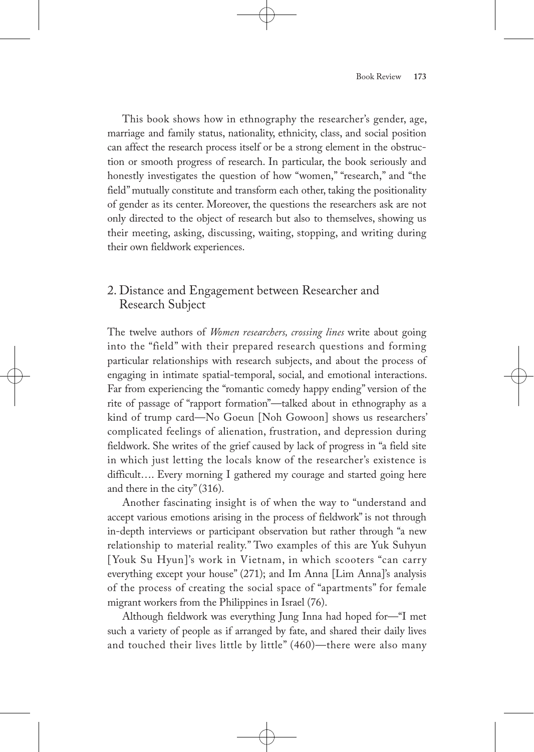This book shows how in ethnography the researcher's gender, age, marriage and family status, nationality, ethnicity, class, and social position can affect the research process itself or be a strong element in the obstruction or smooth progress of research. In particular, the book seriously and honestly investigates the question of how "women," "research," and "the field" mutually constitute and transform each other, taking the positionality of gender as its center. Moreover, the questions the researchers ask are not only directed to the object of research but also to themselves, showing us their meeting, asking, discussing, waiting, stopping, and writing during their own fieldwork experiences.

## 2. Distance and Engagement between Researcher and Research Subject

The twelve authors of *Women researchers, crossing lines* write about going into the "field" with their prepared research questions and forming particular relationships with research subjects, and about the process of engaging in intimate spatial-temporal, social, and emotional interactions. Far from experiencing the "romantic comedy happy ending" version of the rite of passage of "rapport formation"—talked about in ethnography as a kind of trump card—No Goeun [Noh Gowoon] shows us researchers' complicated feelings of alienation, frustration, and depression during fieldwork. She writes of the grief caused by lack of progress in "a field site in which just letting the locals know of the researcher's existence is difficult…. Every morning I gathered my courage and started going here and there in the city" (316).

Another fascinating insight is of when the way to "understand and accept various emotions arising in the process of fieldwork" is not through in-depth interviews or participant observation but rather through "a new relationship to material reality." Two examples of this are Yuk Suhyun [Youk Su Hyun]'s work in Vietnam, in which scooters "can carry everything except your house" (271); and Im Anna [Lim Anna]'s analysis of the process of creating the social space of "apartments" for female migrant workers from the Philippines in Israel (76).

Although fieldwork was everything Jung Inna had hoped for—"I met such a variety of people as if arranged by fate, and shared their daily lives and touched their lives little by little" (460)—there were also many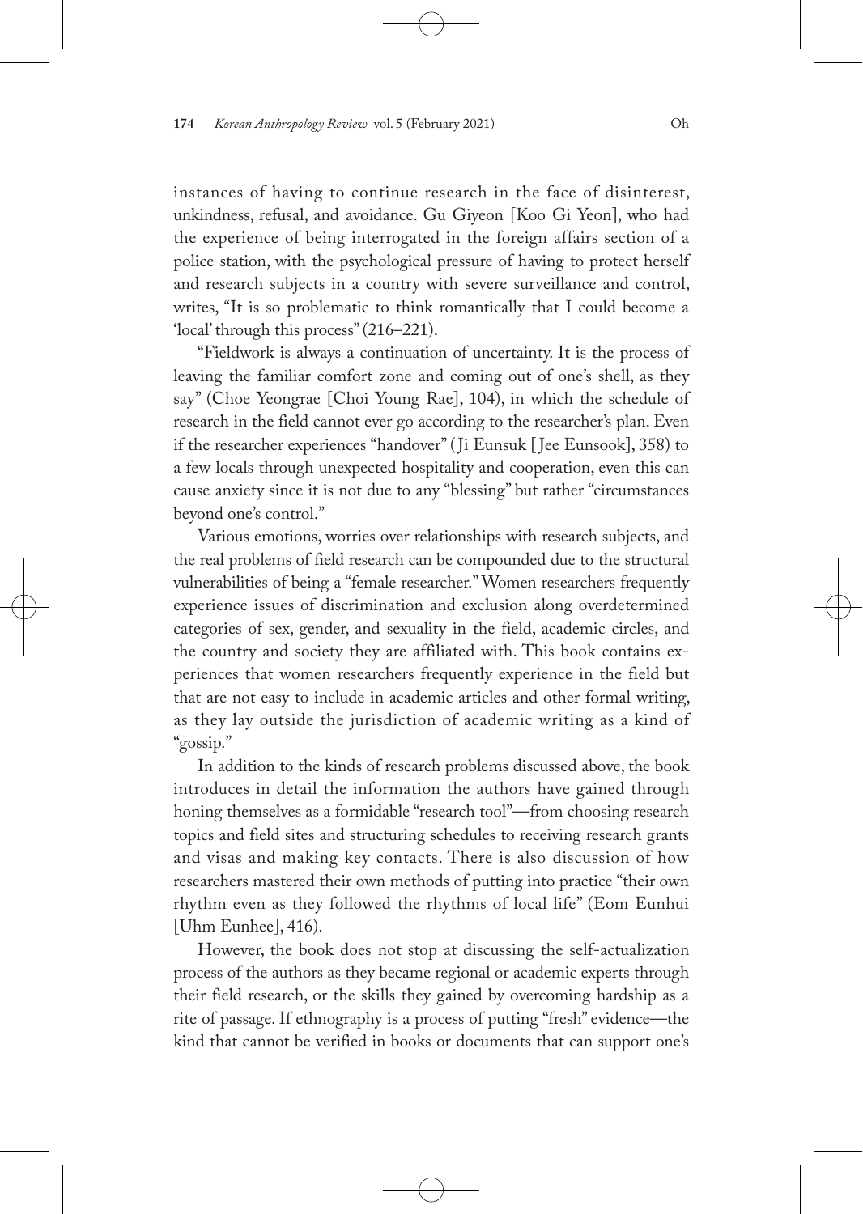instances of having to continue research in the face of disinterest, unkindness, refusal, and avoidance. Gu Giyeon [Koo Gi Yeon], who had the experience of being interrogated in the foreign affairs section of a police station, with the psychological pressure of having to protect herself and research subjects in a country with severe surveillance and control, writes, "It is so problematic to think romantically that I could become a 'local' through this process" (216–221).

"Fieldwork is always a continuation of uncertainty. It is the process of leaving the familiar comfort zone and coming out of one's shell, as they say" (Choe Yeongrae [Choi Young Rae], 104), in which the schedule of research in the field cannot ever go according to the researcher's plan. Even if the researcher experiences "handover" (Ji Eunsuk [Jee Eunsook], 358) to a few locals through unexpected hospitality and cooperation, even this can cause anxiety since it is not due to any "blessing" but rather "circumstances beyond one's control."

Various emotions, worries over relationships with research subjects, and the real problems of field research can be compounded due to the structural vulnerabilities of being a "female researcher." Women researchers frequently experience issues of discrimination and exclusion along overdetermined categories of sex, gender, and sexuality in the field, academic circles, and the country and society they are affiliated with. This book contains experiences that women researchers frequently experience in the field but that are not easy to include in academic articles and other formal writing, as they lay outside the jurisdiction of academic writing as a kind of "gossip."

In addition to the kinds of research problems discussed above, the book introduces in detail the information the authors have gained through honing themselves as a formidable "research tool"—from choosing research topics and field sites and structuring schedules to receiving research grants and visas and making key contacts. There is also discussion of how researchers mastered their own methods of putting into practice "their own rhythm even as they followed the rhythms of local life" (Eom Eunhui [Uhm Eunhee], 416).

However, the book does not stop at discussing the self-actualization process of the authors as they became regional or academic experts through their field research, or the skills they gained by overcoming hardship as a rite of passage. If ethnography is a process of putting "fresh" evidence—the kind that cannot be verified in books or documents that can support one's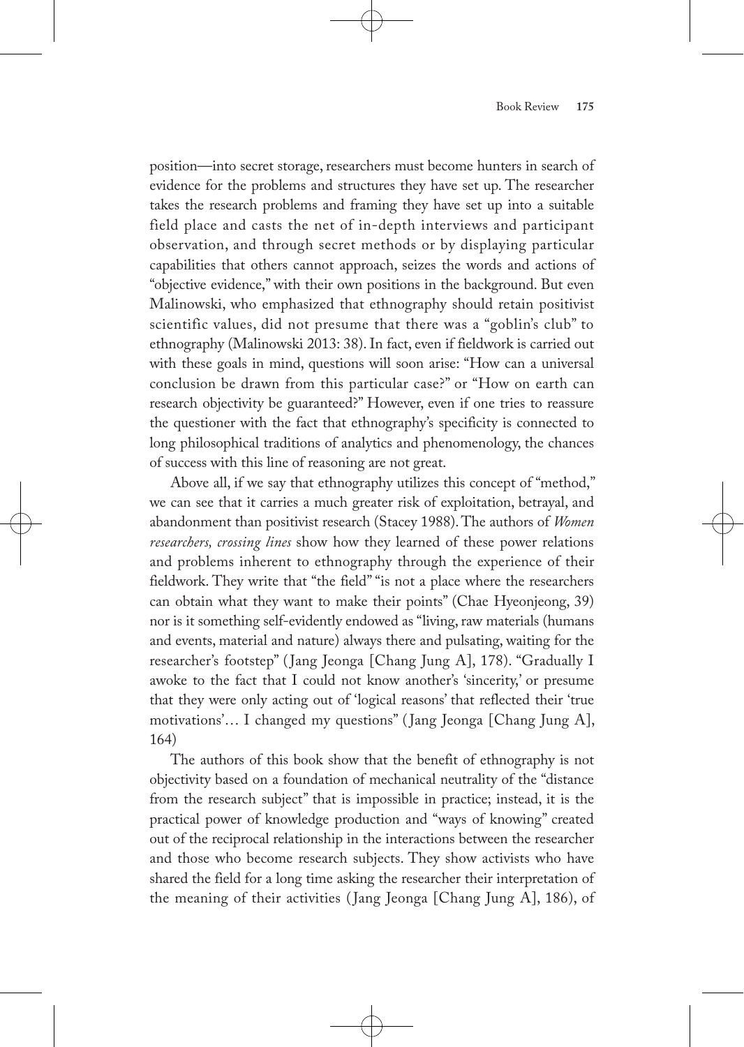position—into secret storage, researchers must become hunters in search of evidence for the problems and structures they have set up. The researcher takes the research problems and framing they have set up into a suitable field place and casts the net of in-depth interviews and participant observation, and through secret methods or by displaying particular capabilities that others cannot approach, seizes the words and actions of "objective evidence," with their own positions in the background. But even Malinowski, who emphasized that ethnography should retain positivist scientific values, did not presume that there was a "goblin's club" to ethnography (Malinowski 2013: 38). In fact, even if fieldwork is carried out with these goals in mind, questions will soon arise: "How can a universal conclusion be drawn from this particular case?" or "How on earth can research objectivity be guaranteed?" However, even if one tries to reassure the questioner with the fact that ethnography's specificity is connected to long philosophical traditions of analytics and phenomenology, the chances of success with this line of reasoning are not great.

Above all, if we say that ethnography utilizes this concept of "method," we can see that it carries a much greater risk of exploitation, betrayal, and abandonment than positivist research (Stacey 1988). The authors of *Women researchers, crossing lines* show how they learned of these power relations and problems inherent to ethnography through the experience of their fieldwork. They write that "the field" "is not a place where the researchers can obtain what they want to make their points" (Chae Hyeonjeong, 39) nor is it something self-evidently endowed as "living, raw materials (humans and events, material and nature) always there and pulsating, waiting for the researcher's footstep" (Jang Jeonga [Chang Jung A], 178). "Gradually I awoke to the fact that I could not know another's 'sincerity,' or presume that they were only acting out of 'logical reasons' that reflected their 'true motivations'… I changed my questions" (Jang Jeonga [Chang Jung A], 164)

The authors of this book show that the benefit of ethnography is not objectivity based on a foundation of mechanical neutrality of the "distance from the research subject" that is impossible in practice; instead, it is the practical power of knowledge production and "ways of knowing" created out of the reciprocal relationship in the interactions between the researcher and those who become research subjects. They show activists who have shared the field for a long time asking the researcher their interpretation of the meaning of their activities (Jang Jeonga [Chang Jung A], 186), of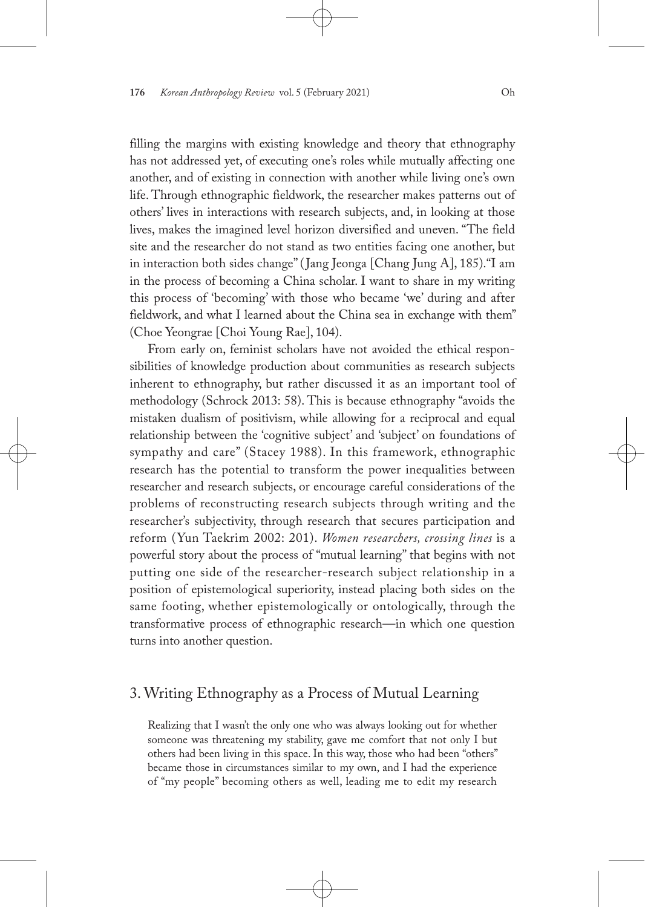filling the margins with existing knowledge and theory that ethnography has not addressed yet, of executing one's roles while mutually affecting one another, and of existing in connection with another while living one's own life. Through ethnographic fieldwork, the researcher makes patterns out of others' lives in interactions with research subjects, and, in looking at those lives, makes the imagined level horizon diversified and uneven. "The field site and the researcher do not stand as two entities facing one another, but in interaction both sides change" (Jang Jeonga [Chang Jung A], 185). "I am in the process of becoming a China scholar. I want to share in my writing this process of 'becoming' with those who became 'we' during and after fieldwork, and what I learned about the China sea in exchange with them" (Choe Yeongrae [Choi Young Rae], 104).

From early on, feminist scholars have not avoided the ethical responsibilities of knowledge production about communities as research subjects inherent to ethnography, but rather discussed it as an important tool of methodology (Schrock 2013: 58). This is because ethnography "avoids the mistaken dualism of positivism, while allowing for a reciprocal and equal relationship between the 'cognitive subject' and 'subject' on foundations of sympathy and care" (Stacey 1988). In this framework, ethnographic research has the potential to transform the power inequalities between researcher and research subjects, or encourage careful considerations of the problems of reconstructing research subjects through writing and the researcher's subjectivity, through research that secures participation and reform (Yun Taekrim 2002: 201). *Women researchers, crossing lines* is a powerful story about the process of "mutual learning" that begins with not putting one side of the researcher-research subject relationship in a position of epistemological superiority, instead placing both sides on the same footing, whether epistemologically or ontologically, through the transformative process of ethnographic research—in which one question turns into another question.

## 3. Writing Ethnography as a Process of Mutual Learning

> Realizing that I wasn't the only one who was always looking out for whether someone was threatening my stability, gave me comfort that not only I but others had been living in this space. In this way, those who had been "others" became those in circumstances similar to my own, and I had the experience of "my people" becoming others as well, leading me to edit my research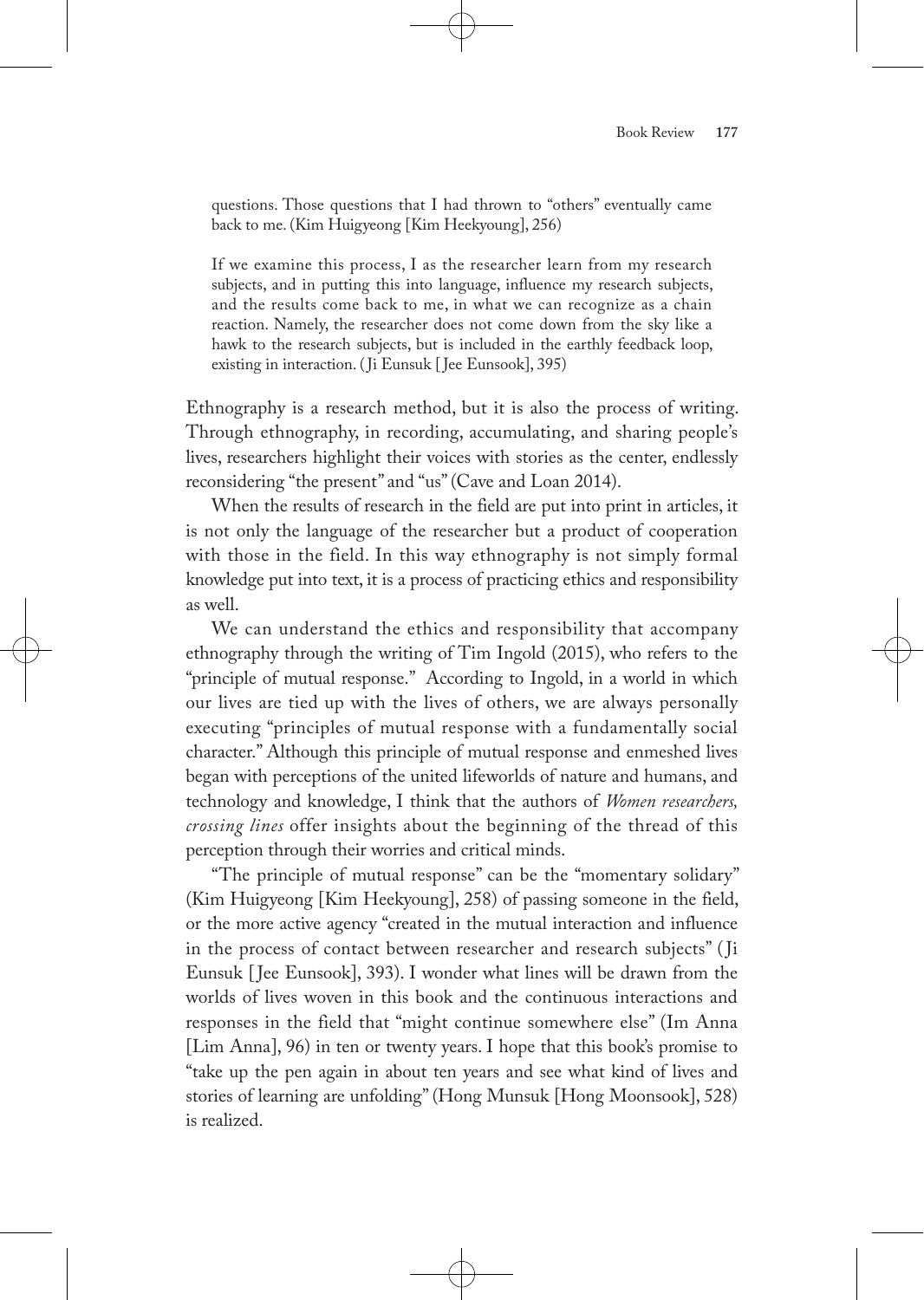> questions. Those questions that I had thrown to "others" eventually came back to me. (Kim Huigyeong [Kim Heekyoung], 256)

> If we examine this process, I as the researcher learn from my research subjects, and in putting this into language, influence my research subjects, and the results come back to me, in what we can recognize as a chain reaction. Namely, the researcher does not come down from the sky like a hawk to the research subjects, but is included in the earthly feedback loop, existing in interaction. (Ji Eunsuk [Jee Eunsook], 395)

Ethnography is a research method, but it is also the process of writing. Through ethnography, in recording, accumulating, and sharing people's lives, researchers highlight their voices with stories as the center, endlessly reconsidering "the present" and "us" (Cave and Loan 2014).

When the results of research in the field are put into print in articles, it is not only the language of the researcher but a product of cooperation with those in the field. In this way ethnography is not simply formal knowledge put into text, it is a process of practicing ethics and responsibility as well.

We can understand the ethics and responsibility that accompany ethnography through the writing of Tim Ingold (2015), who refers to the "principle of mutual response." According to Ingold, in a world in which our lives are tied up with the lives of others, we are always personally executing "principles of mutual response with a fundamentally social character." Although this principle of mutual response and enmeshed lives began with perceptions of the united lifeworlds of nature and humans, and technology and knowledge, I think that the authors of *Women researchers, crossing lines* offer insights about the beginning of the thread of this perception through their worries and critical minds.

"The principle of mutual response" can be the "momentary solidary" (Kim Huigyeong [Kim Heekyoung], 258) of passing someone in the field, or the more active agency "created in the mutual interaction and influence in the process of contact between researcher and research subjects" (Ji Eunsuk [Jee Eunsook], 393). I wonder what lines will be drawn from the worlds of lives woven in this book and the continuous interactions and responses in the field that "might continue somewhere else" (Im Anna [Lim Anna], 96) in ten or twenty years. I hope that this book's promise to "take up the pen again in about ten years and see what kind of lives and stories of learning are unfolding" (Hong Munsuk [Hong Moonsook], 528) is realized.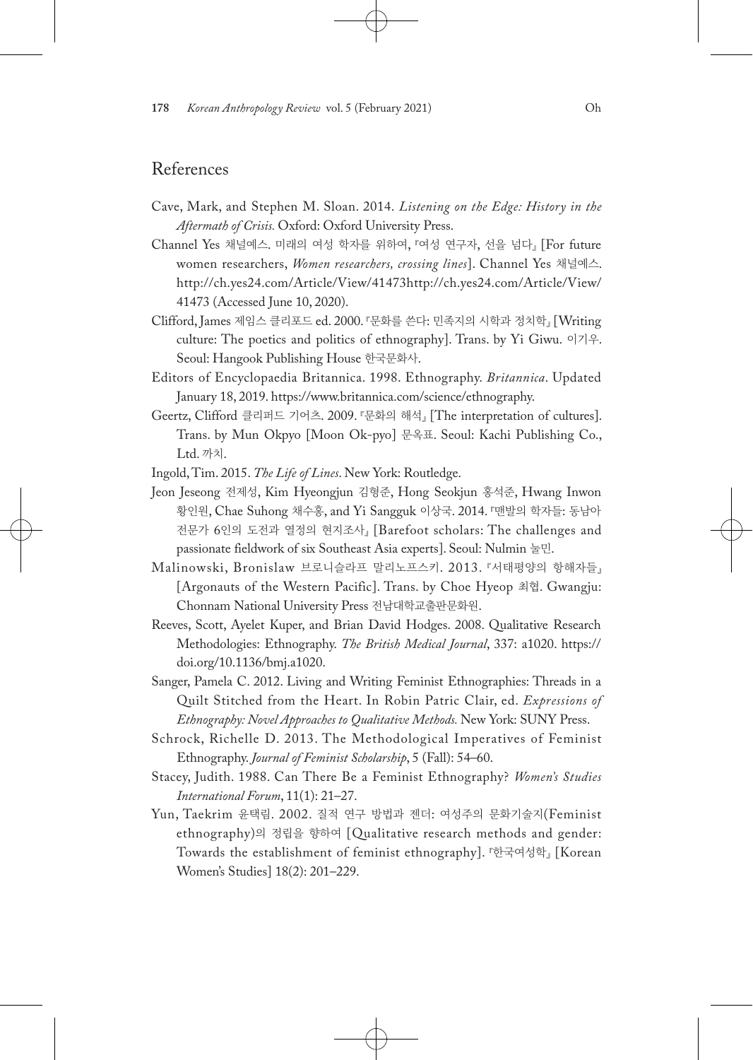## References

Cave, Mark, and Stephen M. Sloan. 2014. *Listening on the Edge: History in the Aftermath of Crisis.* Oxford: Oxford University Press.

Channel Yes 채널예스. 미래의 여성 학자를 위하여, 『여성 연구자, 선을 넘다』 [For future women researchers, *Women researchers, crossing lines*]. Channel Yes 채널예스. http://ch.yes24.com/Article/View/41473http://ch.yes24.com/Article/View/41473 (Accessed June 10, 2020).

Clifford, James 제임스 클리포드 ed. 2000. 『문화를 쓴다: 민족지의 시학과 정치학』 [Writing culture: The poetics and politics of ethnography]. Trans. by Yi Giwu. 이기우. Seoul: Hangook Publishing House 한국문화사.

Editors of Encyclopaedia Britannica. 1998. Ethnography. *Britannica*. Updated January 18, 2019. https://www.britannica.com/science/ethnography.

Geertz, Clifford 클리퍼드 기어츠. 2009. 『문화의 해석』 [The interpretation of cultures]. Trans. by Mun Okpyo [Moon Ok-pyo] 문옥표. Seoul: Kachi Publishing Co., Ltd. 까치.

Ingold, Tim. 2015. *The Life of Lines*. New York: Routledge.

Jeon Jeseong 전제성, Kim Hyeongjun 김형준, Hong Seokjun 홍석준, Hwang Inwon 황인원, Chae Suhong 채수홍, and Yi Sangguk 이상국. 2014. 『맨발의 학자들: 동남아 전문가 6인의 도전과 열정의 현지조사』 [Barefoot scholars: The challenges and passionate fieldwork of six Southeast Asia experts]. Seoul: Nulmin 눌민.

Malinowski, Bronislaw 브로니슬라프 말리노프스키. 2013. 『서태평양의 항해자들』 [Argonauts of the Western Pacific]. Trans. by Choe Hyeop 최협. Gwangju: Chonnam National University Press 전남대학교출판문화원.

Reeves, Scott, Ayelet Kuper, and Brian David Hodges. 2008. Qualitative Research Methodologies: Ethnography. *The British Medical Journal*, 337: a1020. https://doi.org/10.1136/bmj.a1020.

Sanger, Pamela C. 2012. Living and Writing Feminist Ethnographies: Threads in a Quilt Stitched from the Heart. In Robin Patric Clair, ed. *Expressions of Ethnography: Novel Approaches to Qualitative Methods.* New York: SUNY Press.

Schrock, Richelle D. 2013. The Methodological Imperatives of Feminist Ethnography. *Journal of Feminist Scholarship*, 5 (Fall): 54–60.

Stacey, Judith. 1988. Can There Be a Feminist Ethnography? *Women's Studies International Forum*, 11(1): 21–27.

Yun, Taekrim 윤택림. 2002. 질적 연구 방법과 젠더: 여성주의 문화기술지(Feminist ethnography)의 정립을 향하여 [Qualitative research methods and gender: Towards the establishment of feminist ethnography]. 『한국여성학』 [Korean Women's Studies] 18(2): 201–229.